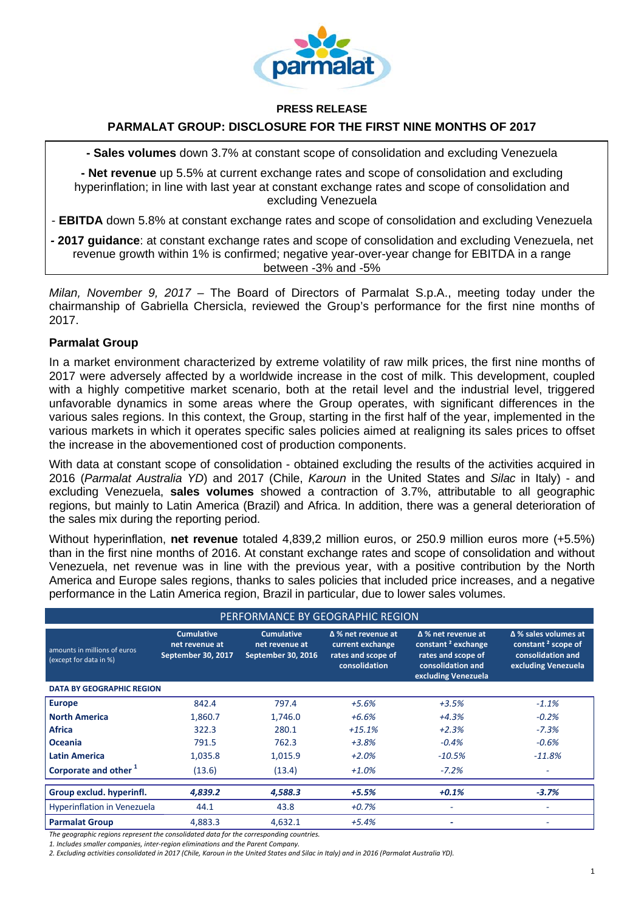**PRESS RELEASE**

# PARMALAT GROUP: DISCLOSURE FOR THE FIRST NINE MONTHS OF 2017

**- Sales volumes** down 3.7% at constant scope of consolidation and excluding Venezuela

**- Net revenue** up 5.5% at current exchange rates and scope of consolidation and excluding hyperinflation; in line with last year at constant exchange rates and scope of consolidation and excluding Venezuela

- **EBITDA** down 5.8% at constant exchange rates and scope of consolidation and excluding Venezuela

**- 2017 guidance**: at constant exchange rates and scope of consolidation and excluding Venezuela, net revenue growth within 1% is confirmed; negative year-over-year change for EBITDA in a range between -3% and -5%

*Milan, November 9, 2017* – The Board of Directors of Parmalat S.p.A., meeting today under the chairmanship of Gabriella Chersicla, reviewed the Group's performance for the first nine months of 2017.

## Parmalat Group

In a market environment characterized by extreme volatility of raw milk prices, the first nine months of 2017 were adversely affected by a worldwide increase in the cost of milk. This development, coupled with a highly competitive market scenario, both at the retail level and the industrial level, triggered unfavorable dynamics in some areas where the Group operates, with significant differences in the various sales regions. In this context, the Group, starting in the first half of the year, implemented in the various markets in which it operates specific sales policies aimed at realigning its sales prices to offset the increase in the abovementioned cost of production components.

With data at constant scope of consolidation - obtained excluding the results of the activities acquired in 2016 (*Parmalat Australia YD*) and 2017 (Chile, *Karoun* in the United States and *Silac* in Italy) - and excluding Venezuela, **sales volumes** showed a contraction of 3.7%, attributable to all geographic regions, but mainly to Latin America (Brazil) and Africa. In addition, there was a general deterioration of the sales mix during the reporting period.

Without hyperinflation, **net revenue** totaled 4,839,2 million euros, or 250.9 million euros more (+5.5%) than in the first nine months of 2016. At constant exchange rates and scope of consolidation and without Venezuela, net revenue was in line with the previous year, with a positive contribution by the North America and Europe sales regions, thanks to sales policies that included price increases, and a negative performance in the Latin America region, Brazil in particular, due to lower sales volumes.

| PERFORMANCE BY GEOGRAPHIC REGION | | | | | |
|---|---|---|---|---|---|
| amounts in millions of euros (except for data in %) | Cumulative net revenue at September 30, 2017 | Cumulative net revenue at September 30, 2016 | Δ % net revenue at current exchange rates and scope of consolidation | Δ % net revenue at constant [2] exchange rates and scope of consolidation and excluding Venezuela | Δ % sales volumes at constant [2] scope of consolidation and excluding Venezuela |
| **DATA BY GEOGRAPHIC REGION** | | | | | |
| **Europe** | 842.4 | 797.4 | *+5.6%* | *+3.5%* | *-1.1%* |
| **North America** | 1,860.7 | 1,746.0 | *+6.6%* | *+4.3%* | *-0.2%* |
| **Africa** | 322.3 | 280.1 | *+15.1%* | *+2.3%* | *-7.3%* |
| **Oceania** | 791.5 | 762.3 | *+3.8%* | *-0.4%* | *-0.6%* |
| **Latin America** | 1,035.8 | 1,015.9 | *+2.0%* | *-10.5%* | *-11.8%* |
| **Corporate and other** [1] | (13.6) | (13.4) | *+1.0%* | *-7.2%* | - |
| **Group exclud. hyperinfl.** | ***4,839.2*** | ***4,588.3*** | ***+5.5%*** | ***+0.1%*** | ***-3.7%*** |
| Hyperinflation in Venezuela | 44.1 | 43.8 | *+0.7%* | - | - |
| **Parmalat Group** | 4,883.3 | 4,632.1 | *+5.4%* | - | - |

*The geographic regions represent the consolidated data for the corresponding countries.*

*1. Includes smaller companies, inter-region eliminations and the Parent Company.*

*2. Excluding activities consolidated in 2017 (Chile, Karoun in the United States and Silac in Italy) and in 2016 (Parmalat Australia YD).*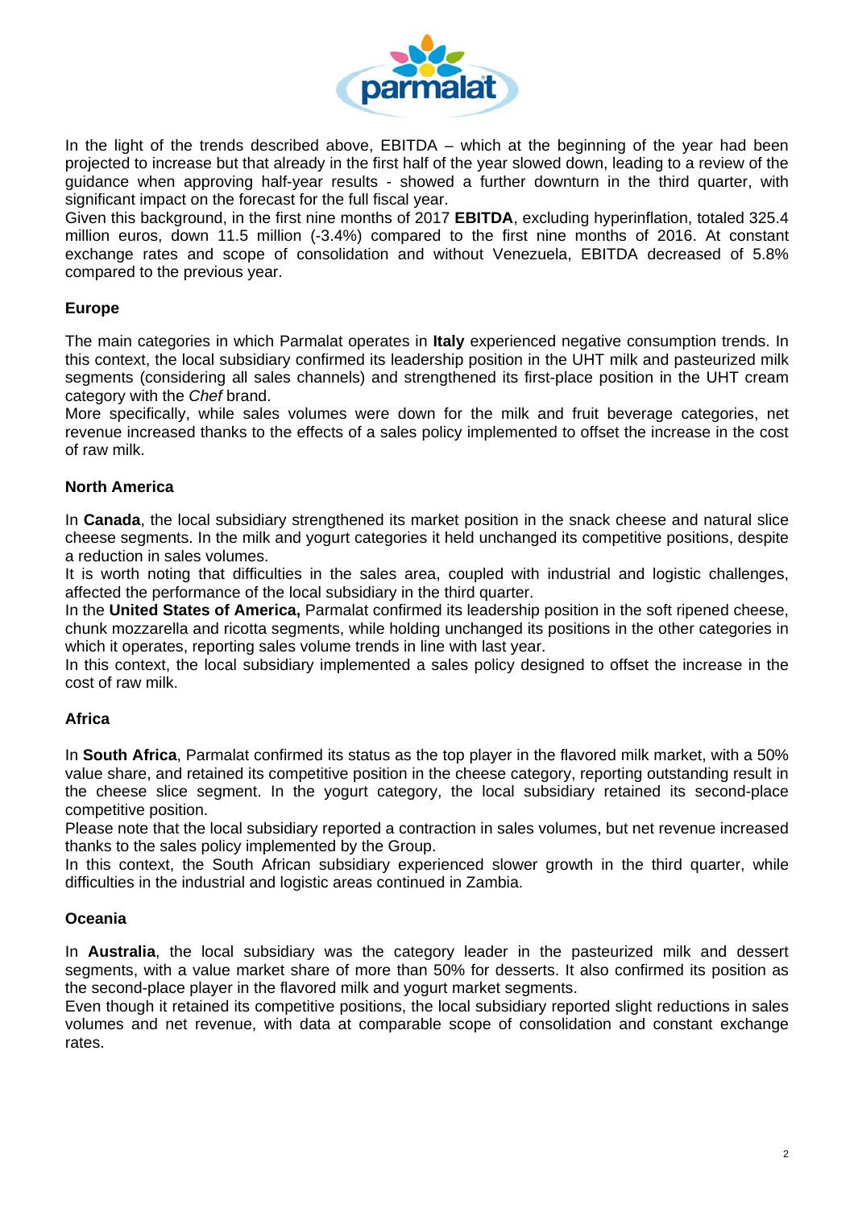In the light of the trends described above, EBITDA – which at the beginning of the year had been projected to increase but that already in the first half of the year slowed down, leading to a review of the guidance when approving half-year results - showed a further downturn in the third quarter, with significant impact on the forecast for the full fiscal year.

Given this background, in the first nine months of 2017 **EBITDA**, excluding hyperinflation, totaled 325.4 million euros, down 11.5 million (-3.4%) compared to the first nine months of 2016. At constant exchange rates and scope of consolidation and without Venezuela, EBITDA decreased of 5.8% compared to the previous year.

### Europe

The main categories in which Parmalat operates in **Italy** experienced negative consumption trends. In this context, the local subsidiary confirmed its leadership position in the UHT milk and pasteurized milk segments (considering all sales channels) and strengthened its first-place position in the UHT cream category with the *Chef* brand.

More specifically, while sales volumes were down for the milk and fruit beverage categories, net revenue increased thanks to the effects of a sales policy implemented to offset the increase in the cost of raw milk.

### North America

In **Canada**, the local subsidiary strengthened its market position in the snack cheese and natural slice cheese segments. In the milk and yogurt categories it held unchanged its competitive positions, despite a reduction in sales volumes.

It is worth noting that difficulties in the sales area, coupled with industrial and logistic challenges, affected the performance of the local subsidiary in the third quarter.

In the **United States of America,** Parmalat confirmed its leadership position in the soft ripened cheese, chunk mozzarella and ricotta segments, while holding unchanged its positions in the other categories in which it operates, reporting sales volume trends in line with last year.

In this context, the local subsidiary implemented a sales policy designed to offset the increase in the cost of raw milk.

### Africa

In **South Africa**, Parmalat confirmed its status as the top player in the flavored milk market, with a 50% value share, and retained its competitive position in the cheese category, reporting outstanding result in the cheese slice segment. In the yogurt category, the local subsidiary retained its second-place competitive position.

Please note that the local subsidiary reported a contraction in sales volumes, but net revenue increased thanks to the sales policy implemented by the Group.

In this context, the South African subsidiary experienced slower growth in the third quarter, while difficulties in the industrial and logistic areas continued in Zambia.

### Oceania

In **Australia**, the local subsidiary was the category leader in the pasteurized milk and dessert segments, with a value market share of more than 50% for desserts. It also confirmed its position as the second-place player in the flavored milk and yogurt market segments.

Even though it retained its competitive positions, the local subsidiary reported slight reductions in sales volumes and net revenue, with data at comparable scope of consolidation and constant exchange rates.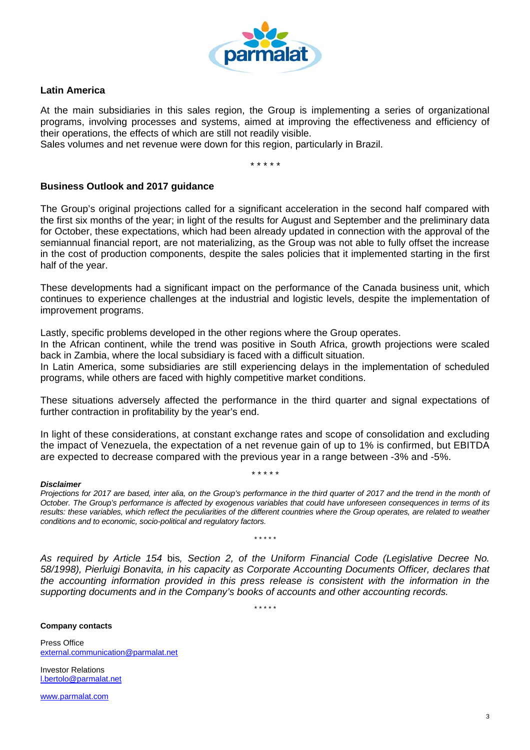## Latin America

At the main subsidiaries in this sales region, the Group is implementing a series of organizational programs, involving processes and systems, aimed at improving the effectiveness and efficiency of their operations, the effects of which are still not readily visible.
Sales volumes and net revenue were down for this region, particularly in Brazil.

* * * * *

## Business Outlook and 2017 guidance

The Group's original projections called for a significant acceleration in the second half compared with the first six months of the year; in light of the results for August and September and the preliminary data for October, these expectations, which had been already updated in connection with the approval of the semiannual financial report, are not materializing, as the Group was not able to fully offset the increase in the cost of production components, despite the sales policies that it implemented starting in the first half of the year.

These developments had a significant impact on the performance of the Canada business unit, which continues to experience challenges at the industrial and logistic levels, despite the implementation of improvement programs.

Lastly, specific problems developed in the other regions where the Group operates.
In the African continent, while the trend was positive in South Africa, growth projections were scaled back in Zambia, where the local subsidiary is faced with a difficult situation.
In Latin America, some subsidiaries are still experiencing delays in the implementation of scheduled programs, while others are faced with highly competitive market conditions.

These situations adversely affected the performance in the third quarter and signal expectations of further contraction in profitability by the year's end.

In light of these considerations, at constant exchange rates and scope of consolidation and excluding the impact of Venezuela, the expectation of a net revenue gain of up to 1% is confirmed, but EBITDA are expected to decrease compared with the previous year in a range between -3% and -5%.

* * * * *

***Disclaimer***
*Projections for 2017 are based, inter alia, on the Group's performance in the third quarter of 2017 and the trend in the month of October. The Group's performance is affected by exogenous variables that could have unforeseen consequences in terms of its results: these variables, which reflect the peculiarities of the different countries where the Group operates, are related to weather conditions and to economic, socio-political and regulatory factors.*

* * * * *

*As required by Article 154* bis*, Section 2, of the Uniform Financial Code (Legislative Decree No. 58/1998), Pierluigi Bonavita, in his capacity as Corporate Accounting Documents Officer, declares that the accounting information provided in this press release is consistent with the information in the supporting documents and in the Company's books of accounts and other accounting records.*

* * * * *

**Company contacts**

Press Office
external.communication@parmalat.net

Investor Relations
l.bertolo@parmalat.net

www.parmalat.com